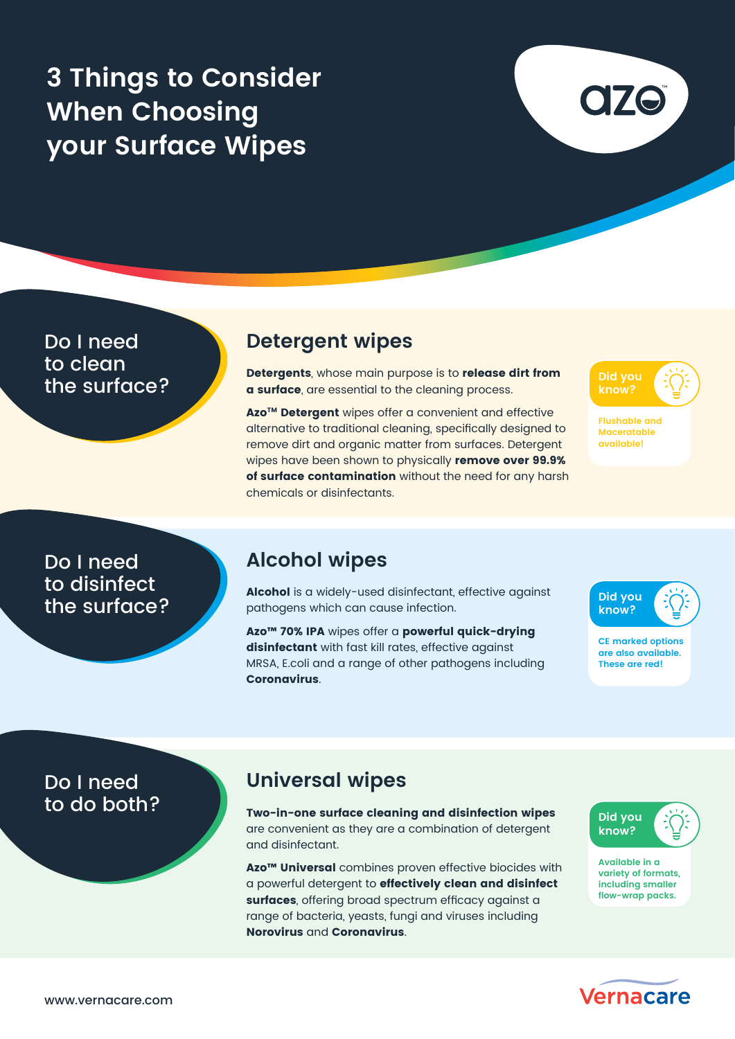# 3 Things to Consider When Choosing your Surface Wipes

azo™

## Do I need to clean the surface?

### Detergent wipes

**Detergents**, whose main purpose is to **release dirt from a surface**, are essential to the cleaning process.

**Azo™ Detergent** wipes offer a convenient and effective alternative to traditional cleaning, specifically designed to remove dirt and organic matter from surfaces. Detergent wipes have been shown to physically **remove over 99.9% of surface contamination** without the need for any harsh chemicals or disinfectants.

**Did you know?**

Flushable and Macerateable available!

## Do I need to disinfect the surface?

### Alcohol wipes

**Alcohol** is a widely-used disinfectant, effective against pathogens which can cause infection.

**Azo™ 70% IPA** wipes offer a **powerful quick-drying disinfectant** with fast kill rates, effective against MRSA, E.coli and a range of other pathogens including **Coronavirus**.

**Did you know?**

CE marked options are also available. These are red!

## Do I need to do both?

### Universal wipes

**Two-in-one surface cleaning and disinfection wipes** are convenient as they are a combination of detergent and disinfectant.

**Azo™ Universal** combines proven effective biocides with a powerful detergent to **effectively clean and disinfect surfaces**, offering broad spectrum efficacy against a range of bacteria, yeasts, fungi and viruses including **Norovirus** and **Coronavirus**.

**Did you know?**

Available in a variety of formats, including smaller flow-wrap packs.

www.vernacare.com

Vernacare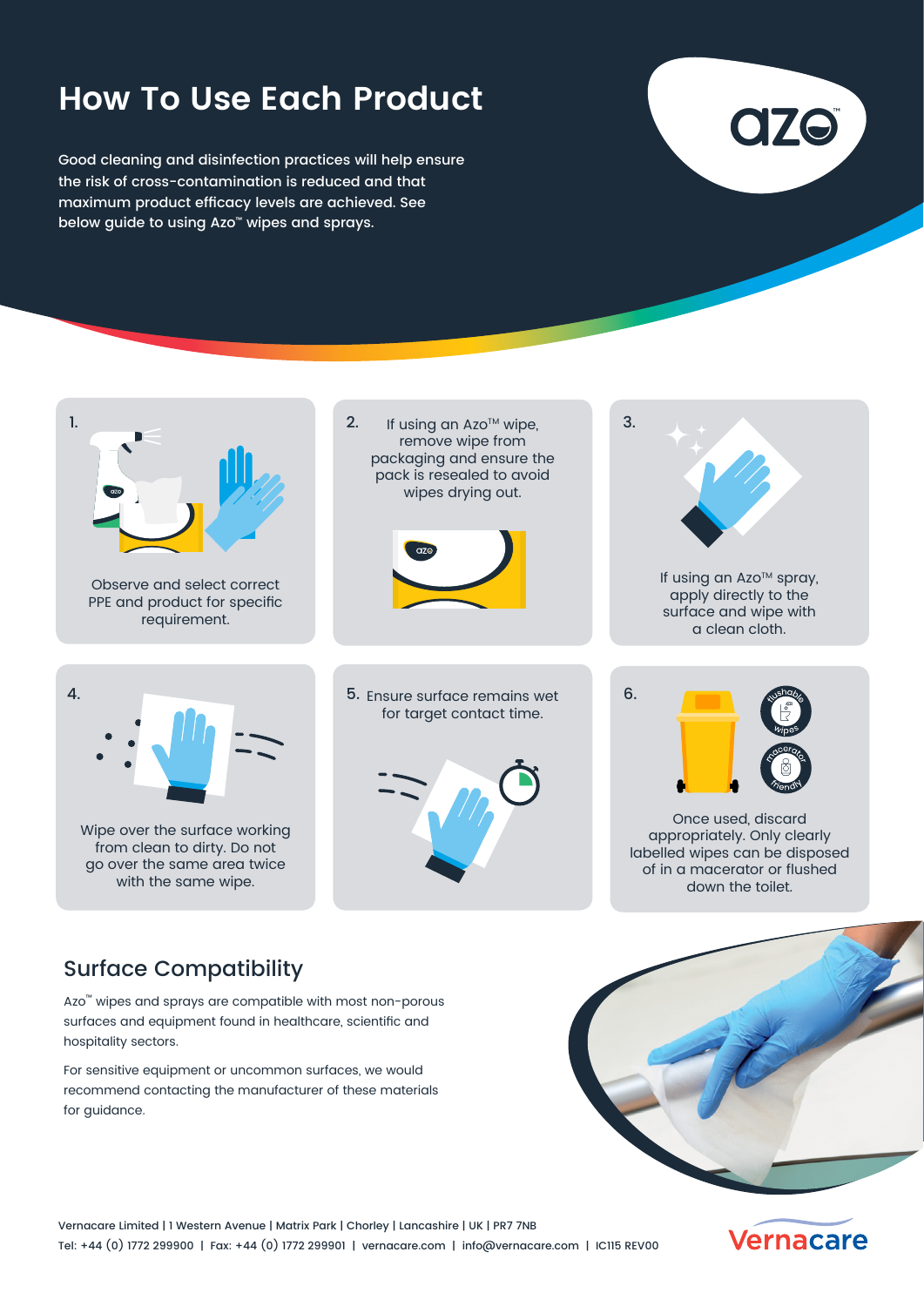# How To Use Each Product

Good cleaning and disinfection practices will help ensure the risk of cross-contamination is reduced and that maximum product efficacy levels are achieved. See below guide to using Azo™ wipes and sprays.

1. Observe and select correct PPE and product for specific requirement.

2. If using an Azo™ wipe, remove wipe from packaging and ensure the pack is resealed to avoid wipes drying out.

3. If using an Azo™ spray, apply directly to the surface and wipe with a clean cloth.

4. Wipe over the surface working from clean to dirty. Do not go over the same area twice with the same wipe.

5. Ensure surface remains wet for target contact time.

6. Once used, discard appropriately. Only clearly labelled wipes can be disposed of in a macerator or flushed down the toilet.

flushable wipes

macerator friendly

## Surface Compatibility

Azo™ wipes and sprays are compatible with most non-porous surfaces and equipment found in healthcare, scientific and hospitality sectors.

For sensitive equipment or uncommon surfaces, we would recommend contacting the manufacturer of these materials for guidance.

Vernacare Limited | 1 Western Avenue | Matrix Park | Chorley | Lancashire | UK | PR7 7NB
Tel: +44 (0) 1772 299900 | Fax: +44 (0) 1772 299901 | vernacare.com | info@vernacare.com | IC115 REV00